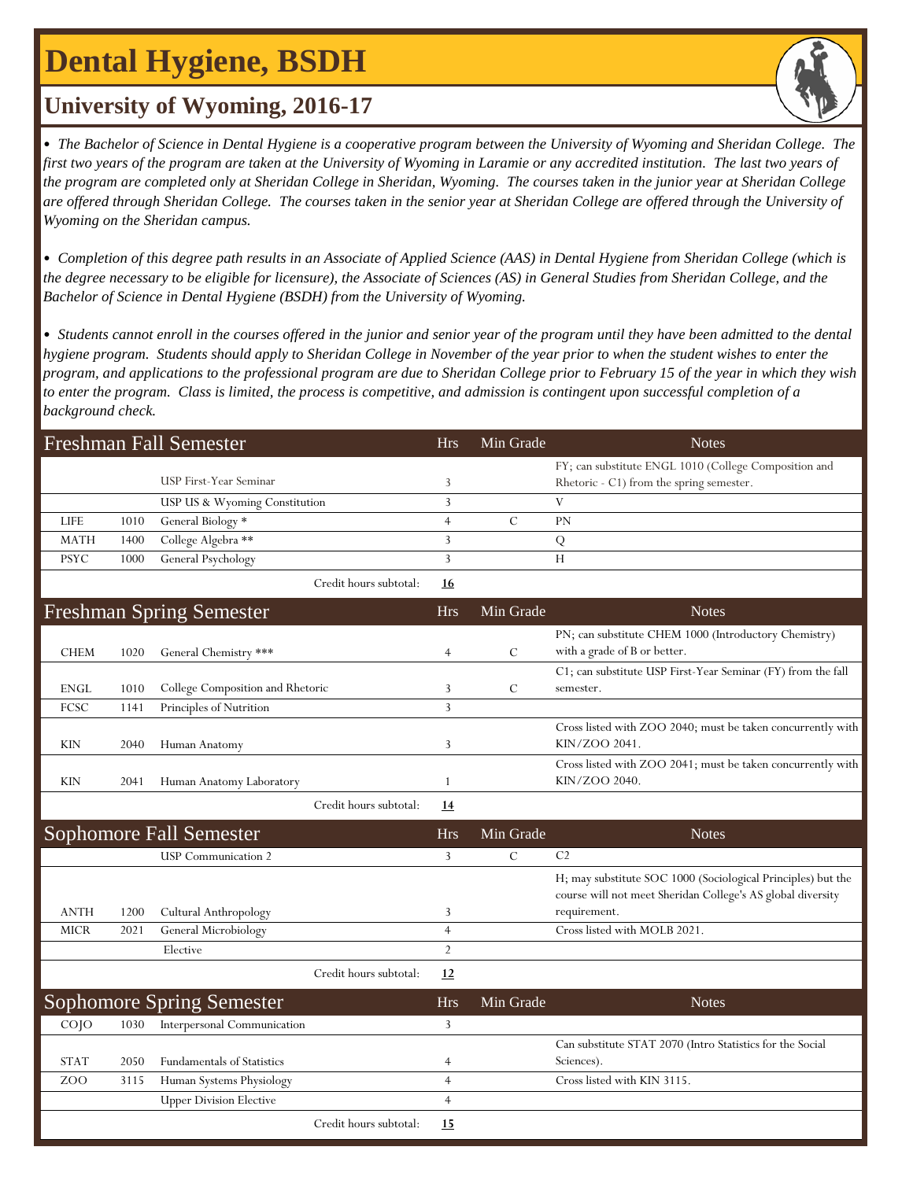# Dental Hygiene, BSDH

## University of Wyoming, 2016-17

*• The Bachelor of Science in Dental Hygiene is a cooperative program between the University of Wyoming and Sheridan College. The first two years of the program are taken at the University of Wyoming in Laramie or any accredited institution. The last two years of the program are completed only at Sheridan College in Sheridan, Wyoming. The courses taken in the junior year at Sheridan College are offered through Sheridan College. The courses taken in the senior year at Sheridan College are offered through the University of Wyoming on the Sheridan campus.*

*• Completion of this degree path results in an Associate of Applied Science (AAS) in Dental Hygiene from Sheridan College (which is the degree necessary to be eligible for licensure), the Associate of Sciences (AS) in General Studies from Sheridan College, and the Bachelor of Science in Dental Hygiene (BSDH) from the University of Wyoming.*

*• Students cannot enroll in the courses offered in the junior and senior year of the program until they have been admitted to the dental hygiene program. Students should apply to Sheridan College in November of the year prior to when the student wishes to enter the program, and applications to the professional program are due to Sheridan College prior to February 15 of the year in which they wish to enter the program. Class is limited, the process is competitive, and admission is contingent upon successful completion of a background check.*

| Freshman Fall Semester | | | Hrs | Min Grade | Notes |
|---|---|---|---|---|---|
| | | USP First-Year Seminar | 3 | | FY; can substitute ENGL 1010 (College Composition and Rhetoric - C1) from the spring semester. |
| | | USP US & Wyoming Constitution | 3 | | V |
| LIFE | 1010 | General Biology * | 4 | C | PN |
| MATH | 1400 | College Algebra ** | 3 | | Q |
| PSYC | 1000 | General Psychology | 3 | | H |
| | | Credit hours subtotal: | **16** | | |

| Freshman Spring Semester | | | Hrs | Min Grade | Notes |
|---|---|---|---|---|---|
| CHEM | 1020 | General Chemistry *** | 4 | C | PN; can substitute CHEM 1000 (Introductory Chemistry) with a grade of B or better. |
| ENGL | 1010 | College Composition and Rhetoric | 3 | C | C1; can substitute USP First-Year Seminar (FY) from the fall semester. |
| FCSC | 1141 | Principles of Nutrition | 3 | | |
| KIN | 2040 | Human Anatomy | 3 | | Cross listed with ZOO 2040; must be taken concurrently with KIN/ZOO 2041. |
| KIN | 2041 | Human Anatomy Laboratory | 1 | | Cross listed with ZOO 2041; must be taken concurrently with KIN/ZOO 2040. |
| | | Credit hours subtotal: | **14** | | |

| Sophomore Fall Semester | | | Hrs | Min Grade | Notes |
|---|---|---|---|---|---|
| | | USP Communication 2 | 3 | C | C2 |
| ANTH | 1200 | Cultural Anthropology | 3 | | H; may substitute SOC 1000 (Sociological Principles) but the course will not meet Sheridan College's AS global diversity requirement. |
| MICR | 2021 | General Microbiology | 4 | | Cross listed with MOLB 2021. |
| | | Elective | 2 | | |
| | | Credit hours subtotal: | **12** | | |

| Sophomore Spring Semester | | | Hrs | Min Grade | Notes |
|---|---|---|---|---|---|
| COJO | 1030 | Interpersonal Communication | 3 | | |
| STAT | 2050 | Fundamentals of Statistics | 4 | | Can substitute STAT 2070 (Intro Statistics for the Social Sciences). |
| ZOO | 3115 | Human Systems Physiology | 4 | | Cross listed with KIN 3115. |
| | | Upper Division Elective | 4 | | |
| | | Credit hours subtotal: | **15** | | |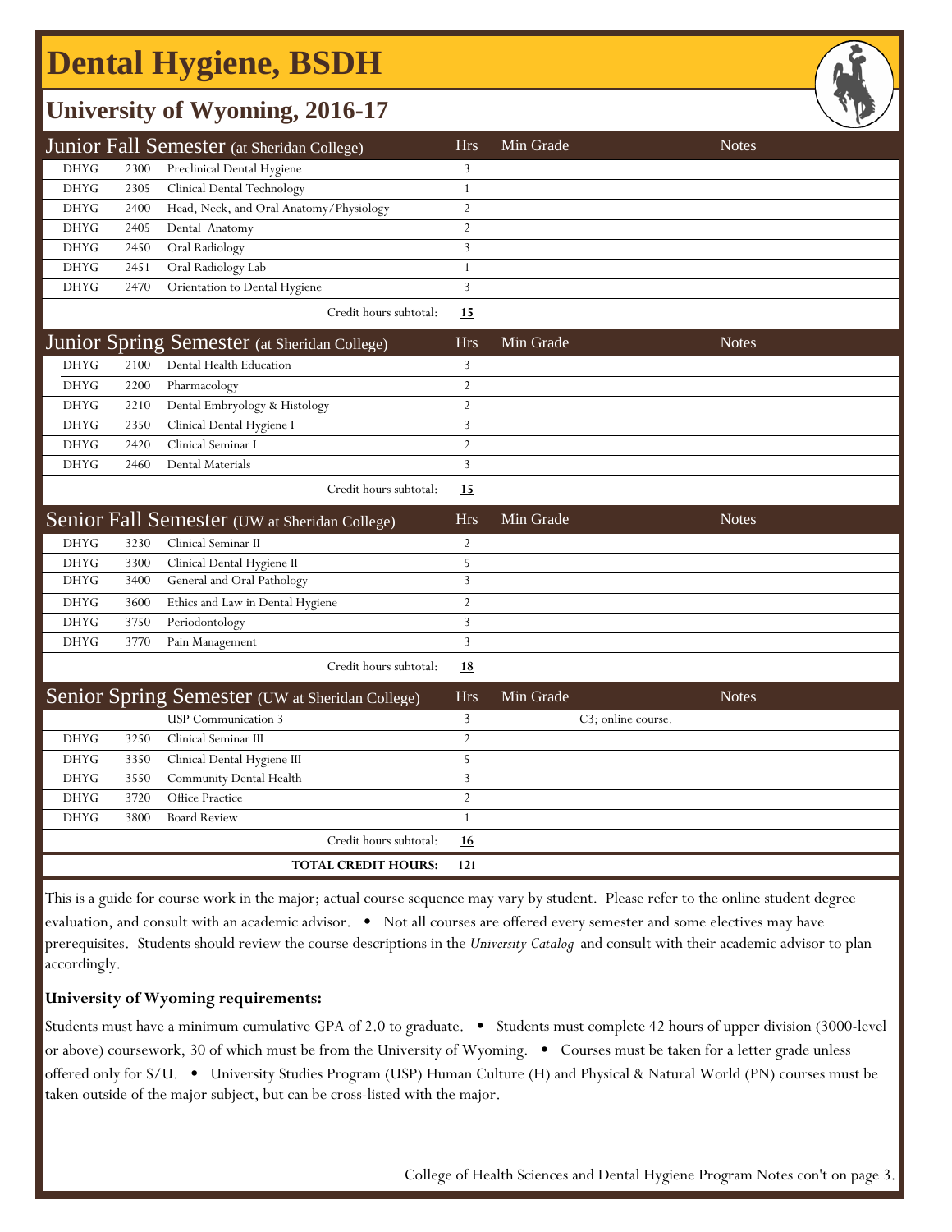# Dental Hygiene, BSDH

## University of Wyoming, 2016-17

| Junior Fall Semester (at Sheridan College) | | | Hrs | Min Grade | Notes |
|---|---|---|---|---|---|
| DHYG | 2300 | Preclinical Dental Hygiene | 3 | | |
| DHYG | 2305 | Clinical Dental Technology | 1 | | |
| DHYG | 2400 | Head, Neck, and Oral Anatomy/Physiology | 2 | | |
| DHYG | 2405 | Dental Anatomy | 2 | | |
| DHYG | 2450 | Oral Radiology | 3 | | |
| DHYG | 2451 | Oral Radiology Lab | 1 | | |
| DHYG | 2470 | Orientation to Dental Hygiene | 3 | | |
| | | Credit hours subtotal: | **15** | | |

| Junior Spring Semester (at Sheridan College) | | | Hrs | Min Grade | Notes |
|---|---|---|---|---|---|
| DHYG | 2100 | Dental Health Education | 3 | | |
| DHYG | 2200 | Pharmacology | 2 | | |
| DHYG | 2210 | Dental Embryology & Histology | 2 | | |
| DHYG | 2350 | Clinical Dental Hygiene I | 3 | | |
| DHYG | 2420 | Clinical Seminar I | 2 | | |
| DHYG | 2460 | Dental Materials | 3 | | |
| | | Credit hours subtotal: | **15** | | |

| Senior Fall Semester (UW at Sheridan College) | | | Hrs | Min Grade | Notes |
|---|---|---|---|---|---|
| DHYG | 3230 | Clinical Seminar II | 2 | | |
| DHYG | 3300 | Clinical Dental Hygiene II | 5 | | |
| DHYG | 3400 | General and Oral Pathology | 3 | | |
| DHYG | 3600 | Ethics and Law in Dental Hygiene | 2 | | |
| DHYG | 3750 | Periodontology | 3 | | |
| DHYG | 3770 | Pain Management | 3 | | |
| | | Credit hours subtotal: | **18** | | |

| Senior Spring Semester (UW at Sheridan College) | | | Hrs | Min Grade | Notes |
|---|---|---|---|---|---|
| | | USP Communication 3 | 3 | C3; online course. | |
| DHYG | 3250 | Clinical Seminar III | 2 | | |
| DHYG | 3350 | Clinical Dental Hygiene III | 5 | | |
| DHYG | 3550 | Community Dental Health | 3 | | |
| DHYG | 3720 | Office Practice | 2 | | |
| DHYG | 3800 | Board Review | 1 | | |
| | | Credit hours subtotal: | **16** | | |
| | | **TOTAL CREDIT HOURS:** | **121** | | |

This is a guide for course work in the major; actual course sequence may vary by student. Please refer to the online student degree evaluation, and consult with an academic advisor. • Not all courses are offered every semester and some electives may have prerequisites. Students should review the course descriptions in the *University Catalog* and consult with their academic advisor to plan accordingly.

**University of Wyoming requirements:**

Students must have a minimum cumulative GPA of 2.0 to graduate. • Students must complete 42 hours of upper division (3000-level or above) coursework, 30 of which must be from the University of Wyoming. • Courses must be taken for a letter grade unless offered only for S/U. • University Studies Program (USP) Human Culture (H) and Physical & Natural World (PN) courses must be taken outside of the major subject, but can be cross-listed with the major.

College of Health Sciences and Dental Hygiene Program Notes con't on page 3.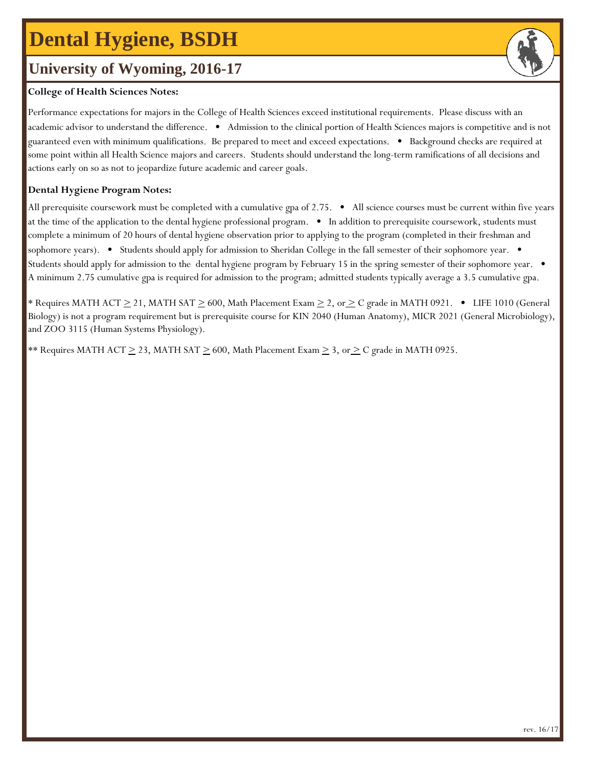# Dental Hygiene, BSDH

## University of Wyoming, 2016-17

**College of Health Sciences Notes:**

Performance expectations for majors in the College of Health Sciences exceed institutional requirements. Please discuss with an academic advisor to understand the difference. • Admission to the clinical portion of Health Sciences majors is competitive and is not guaranteed even with minimum qualifications. Be prepared to meet and exceed expectations. • Background checks are required at some point within all Health Science majors and careers. Students should understand the long-term ramifications of all decisions and actions early on so as not to jeopardize future academic and career goals.

**Dental Hygiene Program Notes:**

All prerequisite coursework must be completed with a cumulative gpa of 2.75. • All science courses must be current within five years at the time of the application to the dental hygiene professional program. • In addition to prerequisite coursework, students must complete a minimum of 20 hours of dental hygiene observation prior to applying to the program (completed in their freshman and sophomore years). • Students should apply for admission to Sheridan College in the fall semester of their sophomore year. • Students should apply for admission to the dental hygiene program by February 15 in the spring semester of their sophomore year. • A minimum 2.75 cumulative gpa is required for admission to the program; admitted students typically average a 3.5 cumulative gpa.

* Requires MATH ACT ≥ 21, MATH SAT ≥ 600, Math Placement Exam ≥ 2, or ≥ C grade in MATH 0921. • LIFE 1010 (General Biology) is not a program requirement but is prerequisite course for KIN 2040 (Human Anatomy), MICR 2021 (General Microbiology), and ZOO 3115 (Human Systems Physiology).

** Requires MATH ACT ≥ 23, MATH SAT ≥ 600, Math Placement Exam ≥ 3, or ≥ C grade in MATH 0925.

rev. 16/17